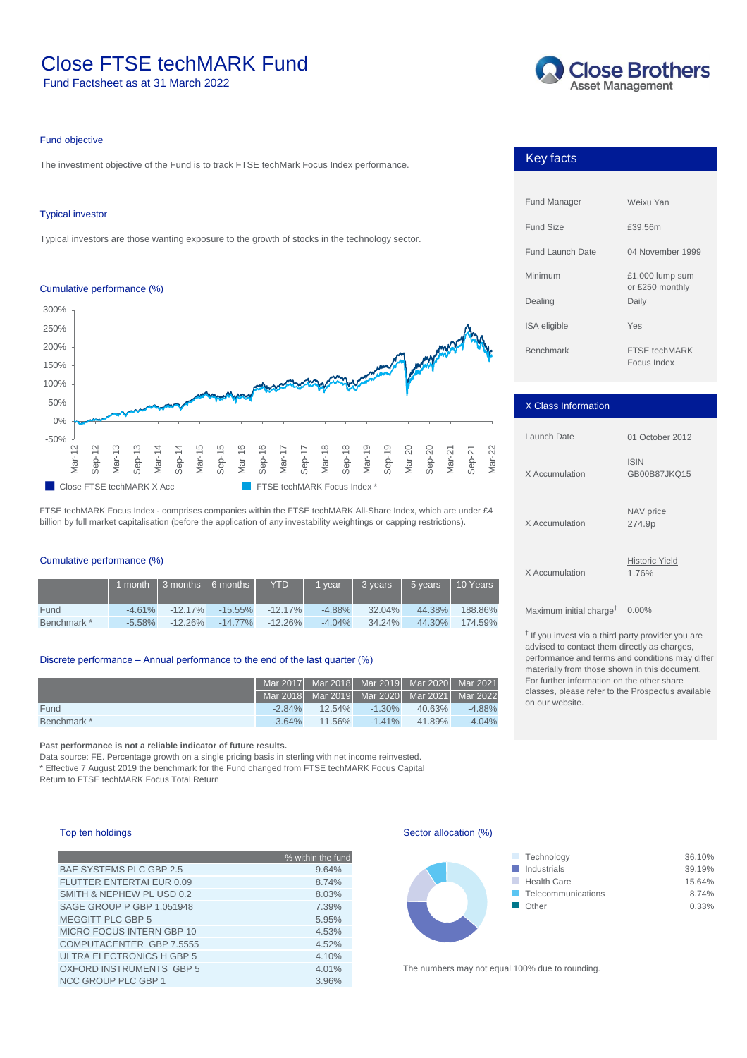# Close FTSE techMARK Fund

Fund Factsheet as at 31 March 2022

Close Brothers Asset Management

### Fund objective

The investment objective of the Fund is to track FTSE techMark Focus Index performance.

### Typical investor

Typical investors are those wanting exposure to the growth of stocks in the technology sector.

### Cumulative performance (%)

Close FTSE techMARK X Acc | FTSE techMARK Focus Index *

FTSE techMARK Focus Index - comprises companies within the FTSE techMARK All-Share Index, which are under £4 billion by full market capitalisation (before the application of any investability weightings or capping restrictions).

### Cumulative performance (%)

| | 1 month | 3 months | 6 months | YTD | 1 year | 3 years | 5 years | 10 Years |
|---|---|---|---|---|---|---|---|---|
| Fund | -4.61% | -12.17% | -15.55% | -12.17% | -4.88% | 32.04% | 44.38% | 188.86% |
| Benchmark * | -5.58% | -12.26% | -14.77% | -12.26% | -4.04% | 34.24% | 44.30% | 174.59% |

### Discrete performance – Annual performance to the end of the last quarter (%)

| | Mar 2017 | Mar 2018 | Mar 2019 | Mar 2020 | Mar 2021 |
|---|---|---|---|---|---|
| | Mar 2018 | Mar 2019 | Mar 2020 | Mar 2021 | Mar 2022 |
| Fund | -2.84% | 12.54% | -1.30% | 40.63% | -4.88% |
| Benchmark * | -3.64% | 11.56% | -1.41% | 41.89% | -4.04% |

**Past performance is not a reliable indicator of future results.**

Data source: FE. Percentage growth on a single pricing basis in sterling with net income reinvested.
* Effective 7 August 2019 the benchmark for the Fund changed from FTSE techMARK Focus Capital Return to FTSE techMARK Focus Total Return

## Key facts

| | |
|---|---|
| Fund Manager | Weixu Yan |
| Fund Size | £39.56m |
| Fund Launch Date | 04 November 1999 |
| Minimum | £1,000 lump sum or £250 monthly |
| Dealing | Daily |
| ISA eligible | Yes |
| Benchmark | FTSE techMARK Focus Index |

## X Class Information

| | |
|---|---|
| Launch Date | 01 October 2012 |
| X Accumulation | ISIN GB00B87JKQ15 |
| X Accumulation | NAV price 274.9p |
| X Accumulation | Historic Yield 1.76% |
| Maximum initial charge† | 0.00% |

† If you invest via a third party provider you are advised to contact them directly as charges, performance and terms and conditions may differ materially from those shown in this document. For further information on the other share classes, please refer to the Prospectus available on our website.

### Top ten holdings

| | % within the fund |
|---|---|
| BAE SYSTEMS PLC GBP 2.5 | 9.64% |
| FLUTTER ENTERTAI EUR 0.09 | 8.74% |
| SMITH & NEPHEW PL USD 0.2 | 8.03% |
| SAGE GROUP P GBP 1.051948 | 7.39% |
| MEGGITT PLC GBP 5 | 5.95% |
| MICRO FOCUS INTERN GBP 10 | 4.53% |
| COMPUTACENTER GBP 7.5555 | 4.52% |
| ULTRA ELECTRONICS H GBP 5 | 4.10% |
| OXFORD INSTRUMENTS GBP 5 | 4.01% |
| NCC GROUP PLC GBP 1 | 3.96% |

### Sector allocation (%)

| Sector | % |
|---|---|
| Technology | 36.10% |
| Industrials | 39.19% |
| Health Care | 15.64% |
| Telecommunications | 8.74% |
| Other | 0.33% |

The numbers may not equal 100% due to rounding.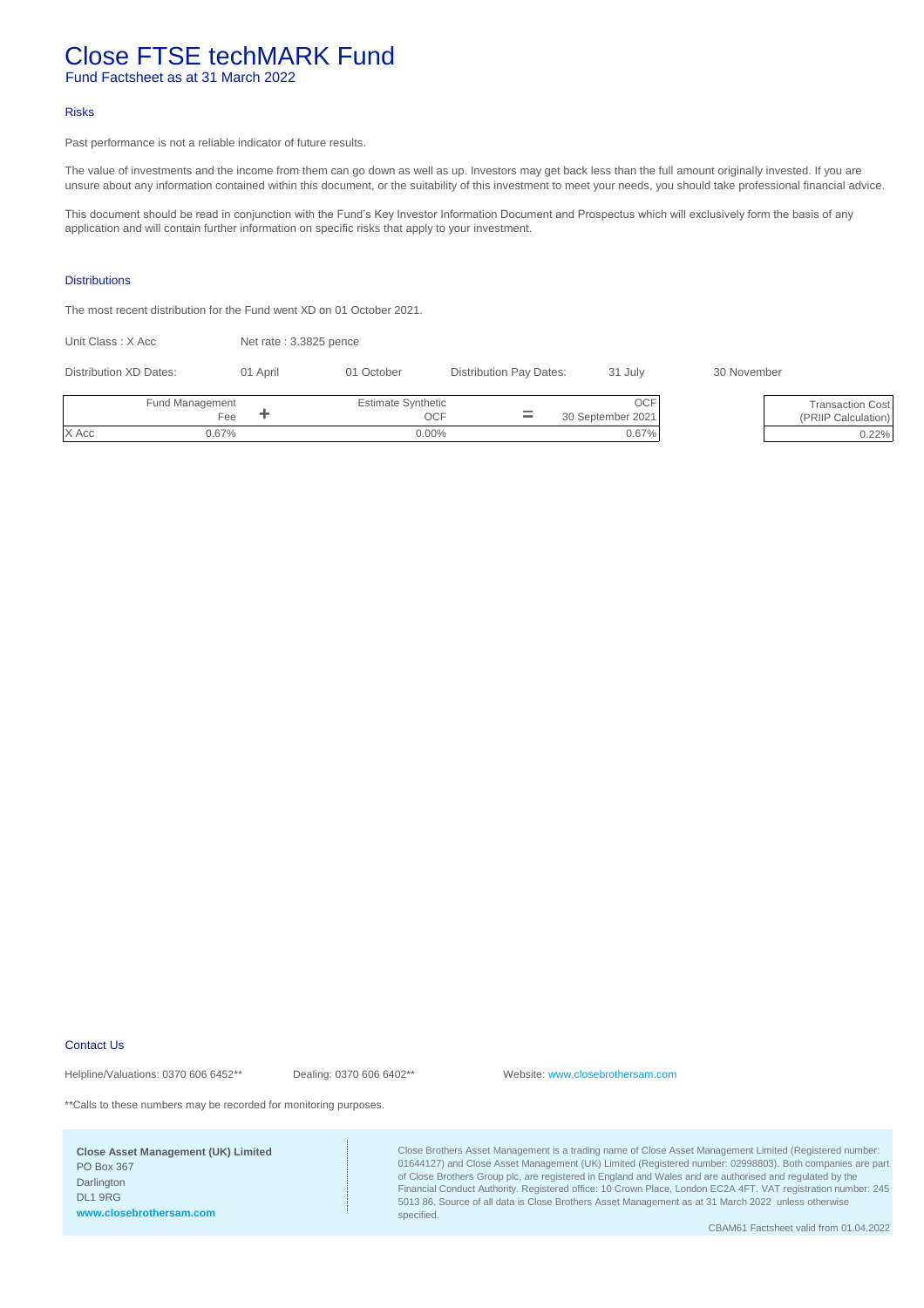# Close FTSE techMARK Fund

Fund Factsheet as at 31 March 2022

## Risks

Past performance is not a reliable indicator of future results.

The value of investments and the income from them can go down as well as up. Investors may get back less than the full amount originally invested. If you are unsure about any information contained within this document, or the suitability of this investment to meet your needs, you should take professional financial advice.

This document should be read in conjunction with the Fund's Key Investor Information Document and Prospectus which will exclusively form the basis of any application and will contain further information on specific risks that apply to your investment.

## Distributions

The most recent distribution for the Fund went XD on 01 October 2021.

Unit Class : X Acc    Net rate : 3.3825 pence

Distribution XD Dates: 01 April    01 October    Distribution Pay Dates: 31 July    30 November

| | Fund Management Fee | + | Estimate Synthetic OCF | = | OCF 30 September 2021 |
|---|---|---|---|---|---|
| X Acc | 0.67% | | 0.00% | | 0.67% |

| Transaction Cost (PRIIP Calculation) |
|---|
| 0.22% |

## Contact Us

Helpline/Valuations: 0370 606 6452**    Dealing: 0370 606 6402**    Website: www.closebrothersam.com

**Calls to these numbers may be recorded for monitoring purposes.

**Close Asset Management (UK) Limited**
PO Box 367
Darlington
DL1 9RG
**www.closebrothersam.com**

Close Brothers Asset Management is a trading name of Close Asset Management Limited (Registered number: 01644127) and Close Asset Management (UK) Limited (Registered number: 02998803). Both companies are part of Close Brothers Group plc, are registered in England and Wales and are authorised and regulated by the Financial Conduct Authority. Registered office: 10 Crown Place, London EC2A 4FT. VAT registration number: 245 5013 86. Source of all data is Close Brothers Asset Management as at 31 March 2022 unless otherwise specified.

CBAM61 Factsheet valid from 01.04.2022